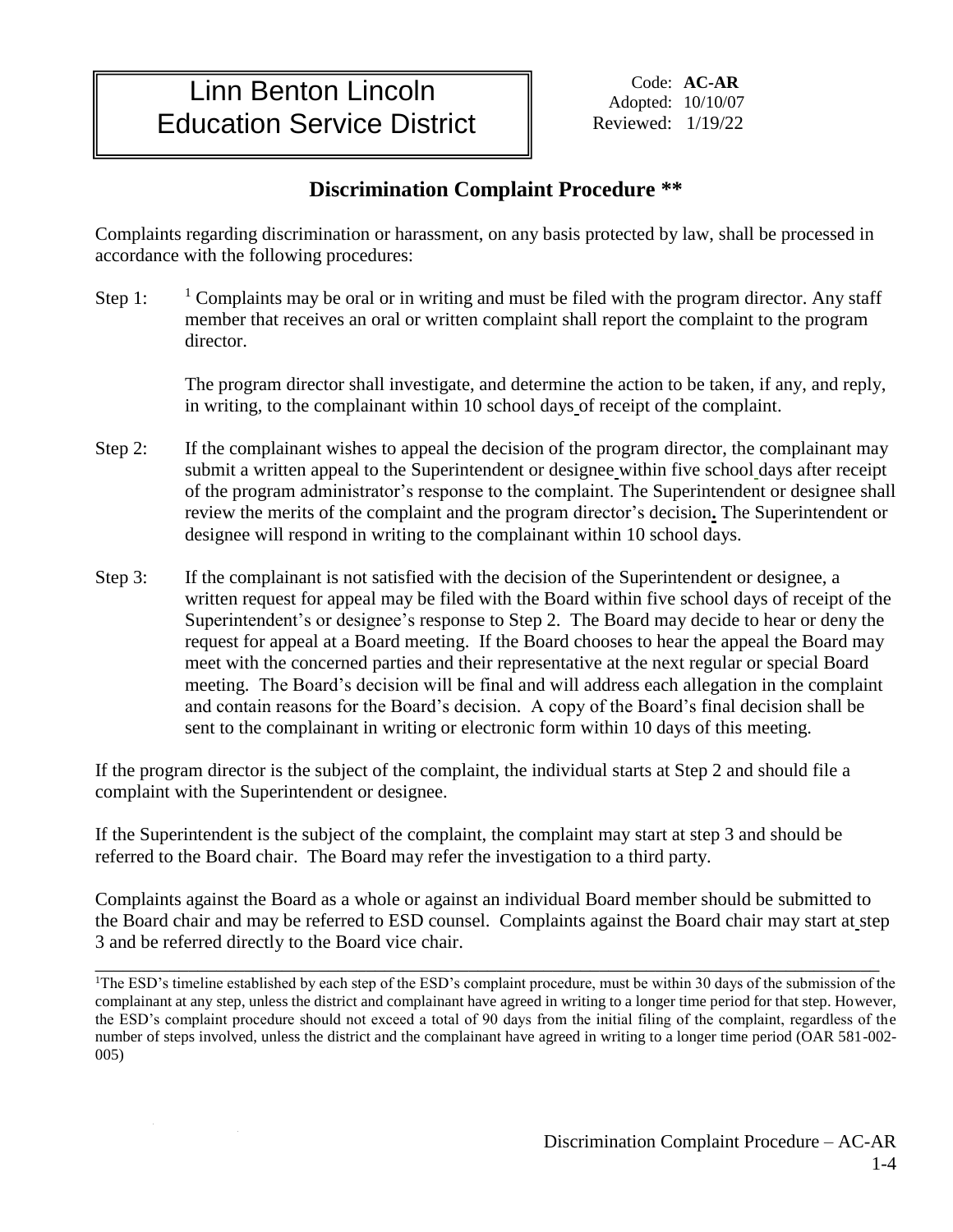# Linn Benton Lincoln Education Service District

Code: **AC-AR**
Adopted: 10/10/07
Reviewed: 1/19/22

## Discrimination Complaint Procedure **

Complaints regarding discrimination or harassment, on any basis protected by law, shall be processed in accordance with the following procedures:

Step 1: [1] Complaints may be oral or in writing and must be filed with the program director. Any staff member that receives an oral or written complaint shall report the complaint to the program director.

The program director shall investigate, and determine the action to be taken, if any, and reply, in writing, to the complainant within 10 school days of receipt of the complaint.

Step 2: If the complainant wishes to appeal the decision of the program director, the complainant may submit a written appeal to the Superintendent or designee within five school days after receipt of the program administrator's response to the complaint. The Superintendent or designee shall review the merits of the complaint and the program director's decision**.** The Superintendent or designee will respond in writing to the complainant within 10 school days.

Step 3: If the complainant is not satisfied with the decision of the Superintendent or designee, a written request for appeal may be filed with the Board within five school days of receipt of the Superintendent's or designee's response to Step 2. The Board may decide to hear or deny the request for appeal at a Board meeting. If the Board chooses to hear the appeal the Board may meet with the concerned parties and their representative at the next regular or special Board meeting. The Board's decision will be final and will address each allegation in the complaint and contain reasons for the Board's decision. A copy of the Board's final decision shall be sent to the complainant in writing or electronic form within 10 days of this meeting.

If the program director is the subject of the complaint, the individual starts at Step 2 and should file a complaint with the Superintendent or designee.

If the Superintendent is the subject of the complaint, the complaint may start at step 3 and should be referred to the Board chair. The Board may refer the investigation to a third party.

Complaints against the Board as a whole or against an individual Board member should be submitted to the Board chair and may be referred to ESD counsel. Complaints against the Board chair may start at step 3 and be referred directly to the Board vice chair.

---

[1]The ESD's timeline established by each step of the ESD's complaint procedure, must be within 30 days of the submission of the complainant at any step, unless the district and complainant have agreed in writing to a longer time period for that step. However, the ESD's complaint procedure should not exceed a total of 90 days from the initial filing of the complaint, regardless of the number of steps involved, unless the district and the complainant have agreed in writing to a longer time period (OAR 581-002-005)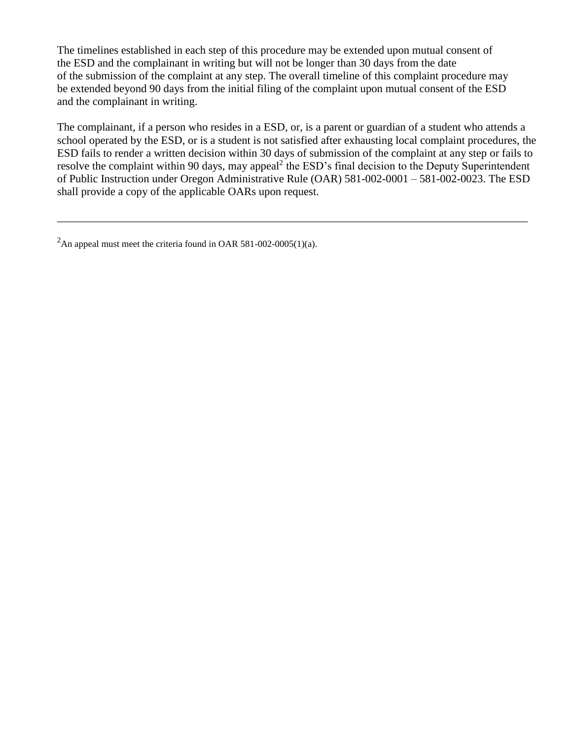The timelines established in each step of this procedure may be extended upon mutual consent of the ESD and the complainant in writing but will not be longer than 30 days from the date of the submission of the complaint at any step. The overall timeline of this complaint procedure may be extended beyond 90 days from the initial filing of the complaint upon mutual consent of the ESD and the complainant in writing.

The complainant, if a person who resides in a ESD, or, is a parent or guardian of a student who attends a school operated by the ESD, or is a student is not satisfied after exhausting local complaint procedures, the ESD fails to render a written decision within 30 days of submission of the complaint at any step or fails to resolve the complaint within 90 days, may appeal[2] the ESD's final decision to the Deputy Superintendent of Public Instruction under Oregon Administrative Rule (OAR) 581-002-0001 – 581-002-0023. The ESD shall provide a copy of the applicable OARs upon request.

---

[2]An appeal must meet the criteria found in OAR 581-002-0005(1)(a).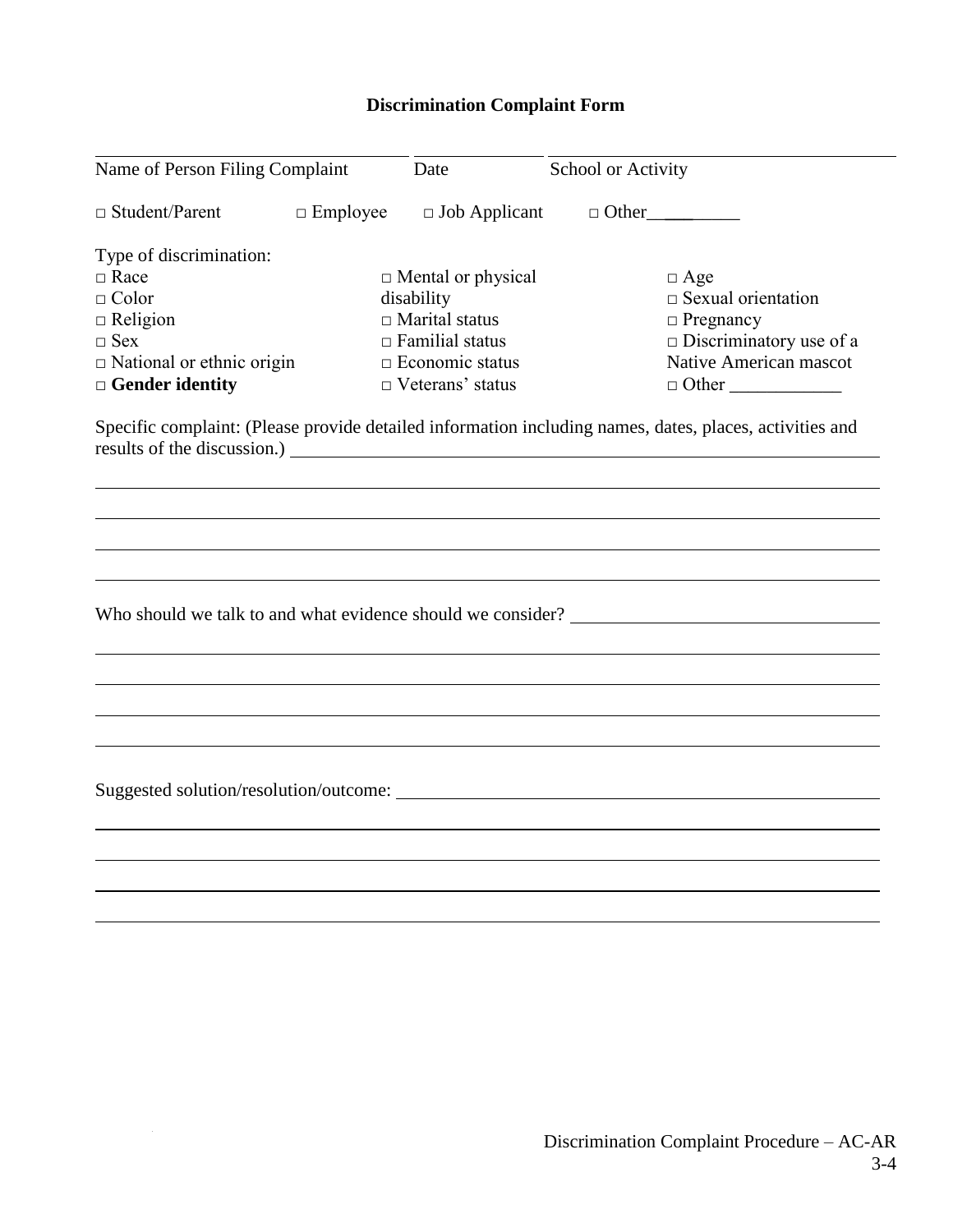# Discrimination Complaint Form

Name of Person Filing Complaint ____________________ Date ____________ School or Activity ____________________

□ Student/Parent □ Employee □ Job Applicant □ Other__________

Type of discrimination:

□ Race
□ Color
□ Religion
□ Sex
□ National or ethnic origin
□ **Gender identity**
□ Mental or physical disability
□ Marital status
□ Familial status
□ Economic status
□ Veterans' status
□ Age
□ Sexual orientation
□ Pregnancy
□ Discriminatory use of a Native American mascot
□ Other ____________

Specific complaint: (Please provide detailed information including names, dates, places, activities and results of the discussion.) ____________________________________________

____________________________________________

____________________________________________

____________________________________________

____________________________________________

Who should we talk to and what evidence should we consider? ____________________________________________

____________________________________________

____________________________________________

____________________________________________

____________________________________________

Suggested solution/resolution/outcome: ____________________________________________

____________________________________________

____________________________________________

____________________________________________

____________________________________________

Discrimination Complaint Procedure – AC-AR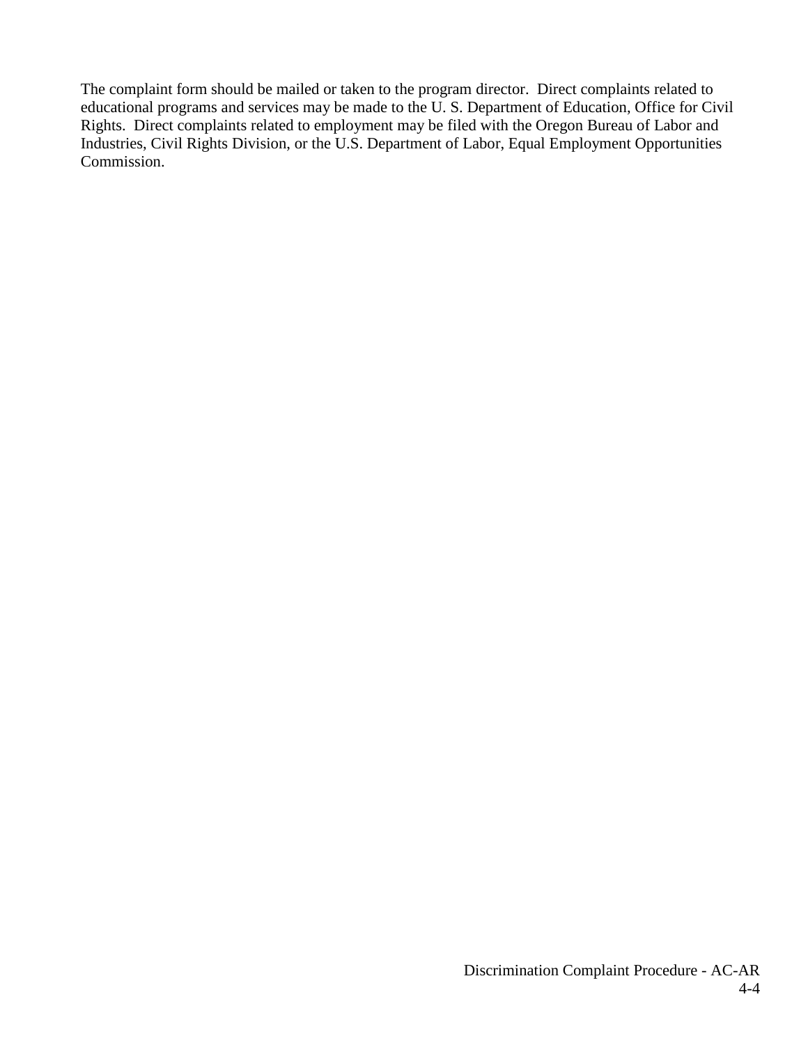The complaint form should be mailed or taken to the program director. Direct complaints related to educational programs and services may be made to the U. S. Department of Education, Office for Civil Rights. Direct complaints related to employment may be filed with the Oregon Bureau of Labor and Industries, Civil Rights Division, or the U.S. Department of Labor, Equal Employment Opportunities Commission.